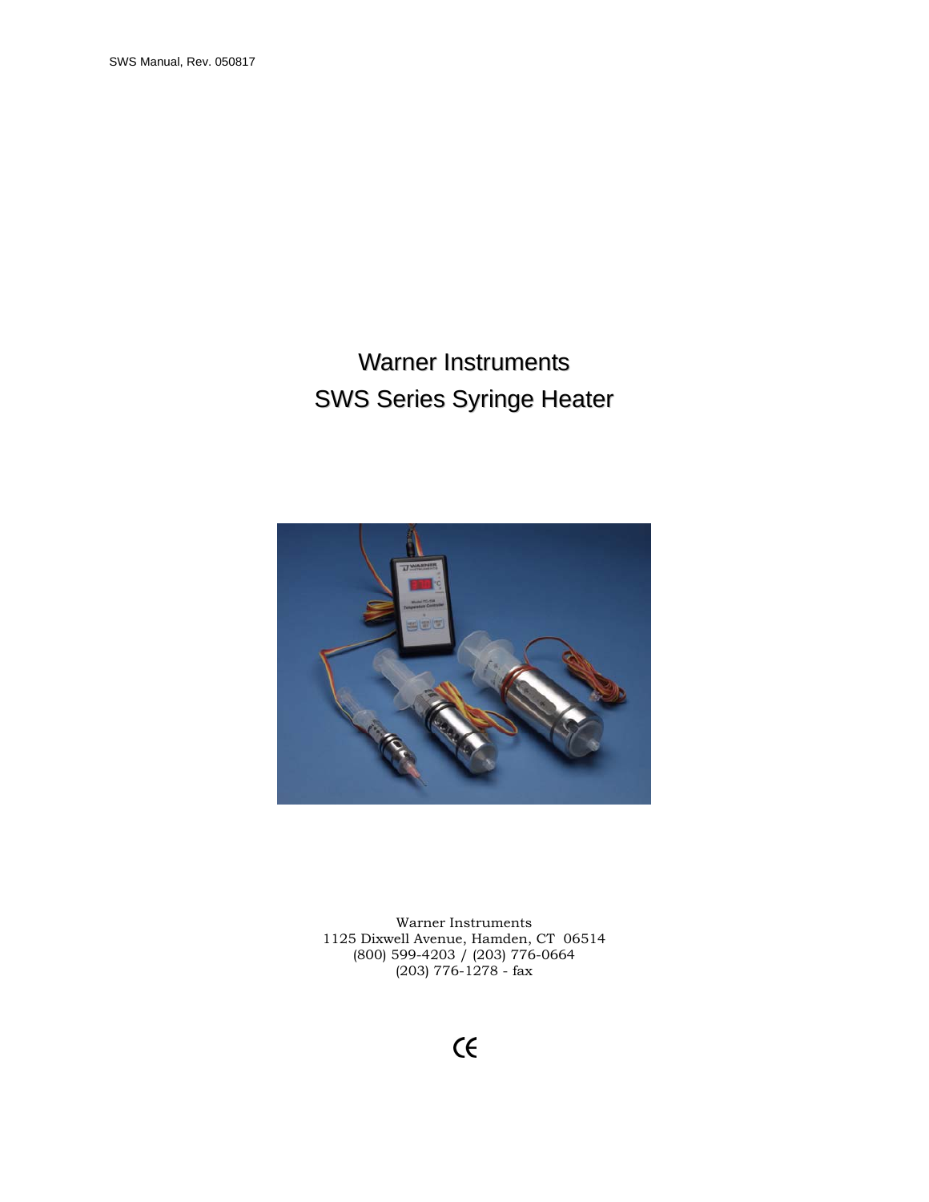SWS Manual, Rev. 050817

# Warner Instruments
# SWS Series Syringe Heater

Warner Instruments
1125 Dixwell Avenue, Hamden, CT 06514
(800) 599-4203 / (203) 776-0664
(203) 776-1278 - fax

CE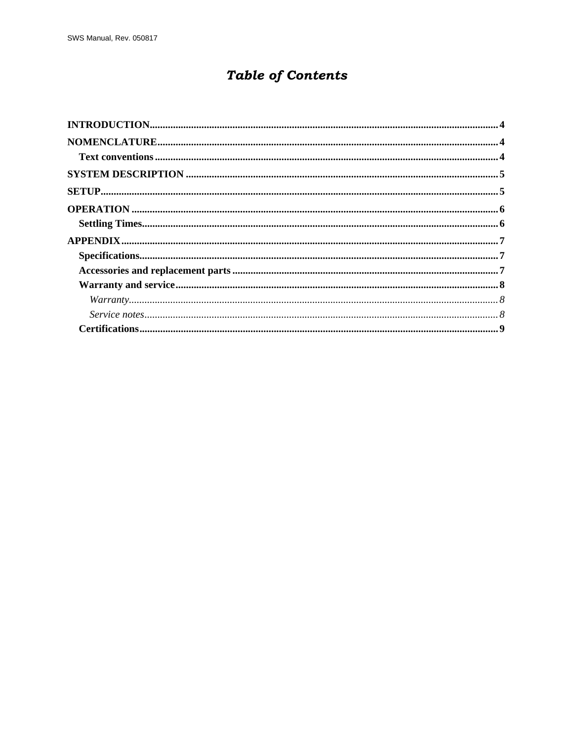# *Table of Contents*

**INTRODUCTION** .......... 4

**NOMENCLATURE** .......... 4

- **Text conventions** .......... 4

**SYSTEM DESCRIPTION** .......... 5

**SETUP** .......... 5

**OPERATION** .......... 6

- **Settling Times** .......... 6

**APPENDIX** .......... 7

- **Specifications** .......... 7
- **Accessories and replacement parts** .......... 7
- **Warranty and service** .......... 8
  - *Warranty* .......... 8
  - *Service notes* .......... 8
- **Certifications** .......... 9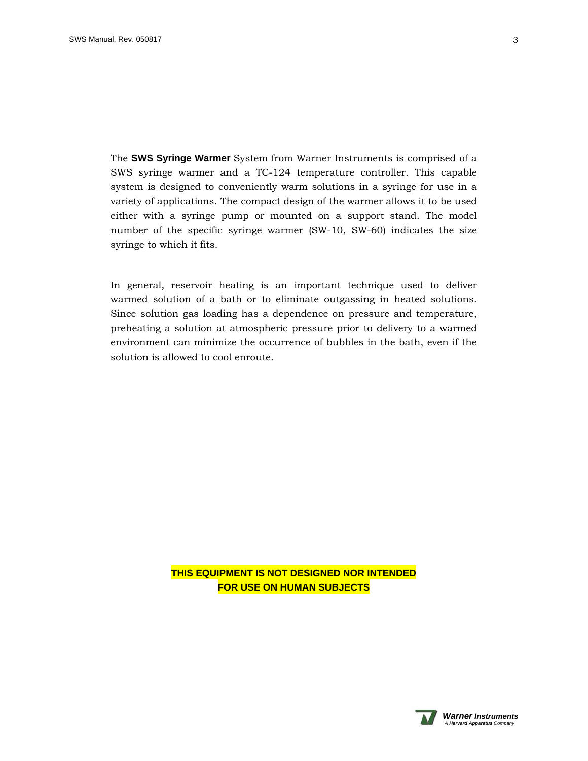The **SWS Syringe Warmer** System from Warner Instruments is comprised of a SWS syringe warmer and a TC-124 temperature controller. This capable system is designed to conveniently warm solutions in a syringe for use in a variety of applications. The compact design of the warmer allows it to be used either with a syringe pump or mounted on a support stand. The model number of the specific syringe warmer (SW-10, SW-60) indicates the size syringe to which it fits.

In general, reservoir heating is an important technique used to deliver warmed solution of a bath or to eliminate outgassing in heated solutions. Since solution gas loading has a dependence on pressure and temperature, preheating a solution at atmospheric pressure prior to delivery to a warmed environment can minimize the occurrence of bubbles in the bath, even if the solution is allowed to cool enroute.

**THIS EQUIPMENT IS NOT DESIGNED NOR INTENDED FOR USE ON HUMAN SUBJECTS**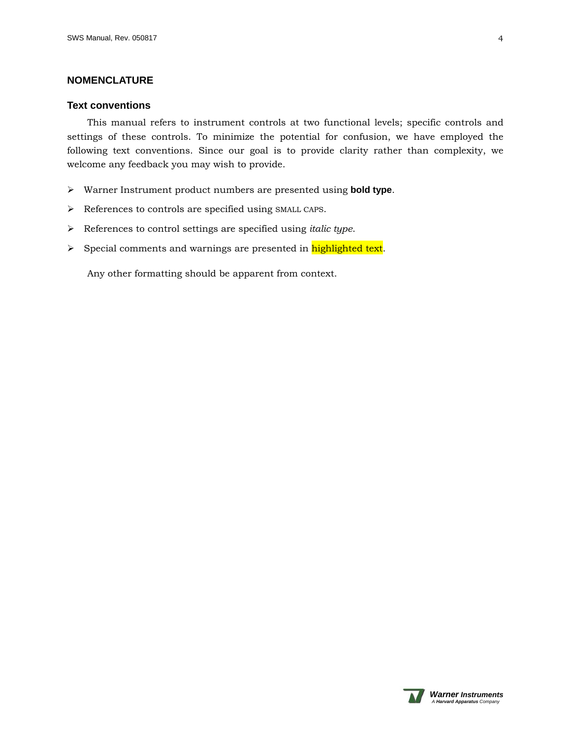## NOMENCLATURE

### Text conventions

This manual refers to instrument controls at two functional levels; specific controls and settings of these controls. To minimize the potential for confusion, we have employed the following text conventions. Since our goal is to provide clarity rather than complexity, we welcome any feedback you may wish to provide.

- Warner Instrument product numbers are presented using **bold type**.
- References to controls are specified using SMALL CAPS.
- References to control settings are specified using *italic type*.
- Special comments and warnings are presented in highlighted text.

Any other formatting should be apparent from context.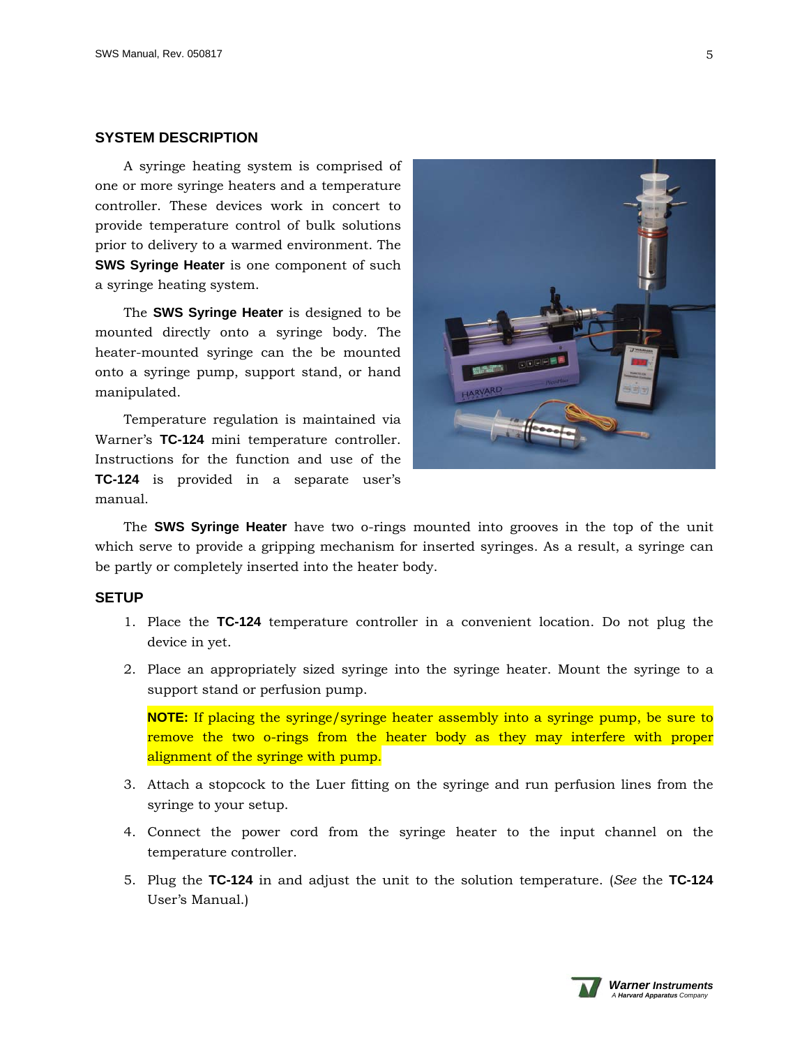## SYSTEM DESCRIPTION

A syringe heating system is comprised of one or more syringe heaters and a temperature controller. These devices work in concert to provide temperature control of bulk solutions prior to delivery to a warmed environment. The **SWS Syringe Heater** is one component of such a syringe heating system.

The **SWS Syringe Heater** is designed to be mounted directly onto a syringe body. The heater-mounted syringe can the be mounted onto a syringe pump, support stand, or hand manipulated.

Temperature regulation is maintained via Warner's **TC-124** mini temperature controller. Instructions for the function and use of the **TC-124** is provided in a separate user's manual.

The **SWS Syringe Heater** have two o-rings mounted into grooves in the top of the unit which serve to provide a gripping mechanism for inserted syringes. As a result, a syringe can be partly or completely inserted into the heater body.

## SETUP

1. Place the **TC-124** temperature controller in a convenient location. Do not plug the device in yet.
2. Place an appropriately sized syringe into the syringe heater. Mount the syringe to a support stand or perfusion pump.

   **NOTE:** If placing the syringe/syringe heater assembly into a syringe pump, be sure to remove the two o-rings from the heater body as they may interfere with proper alignment of the syringe with pump.

3. Attach a stopcock to the Luer fitting on the syringe and run perfusion lines from the syringe to your setup.
4. Connect the power cord from the syringe heater to the input channel on the temperature controller.
5. Plug the **TC-124** in and adjust the unit to the solution temperature. (*See* the **TC-124** User's Manual.)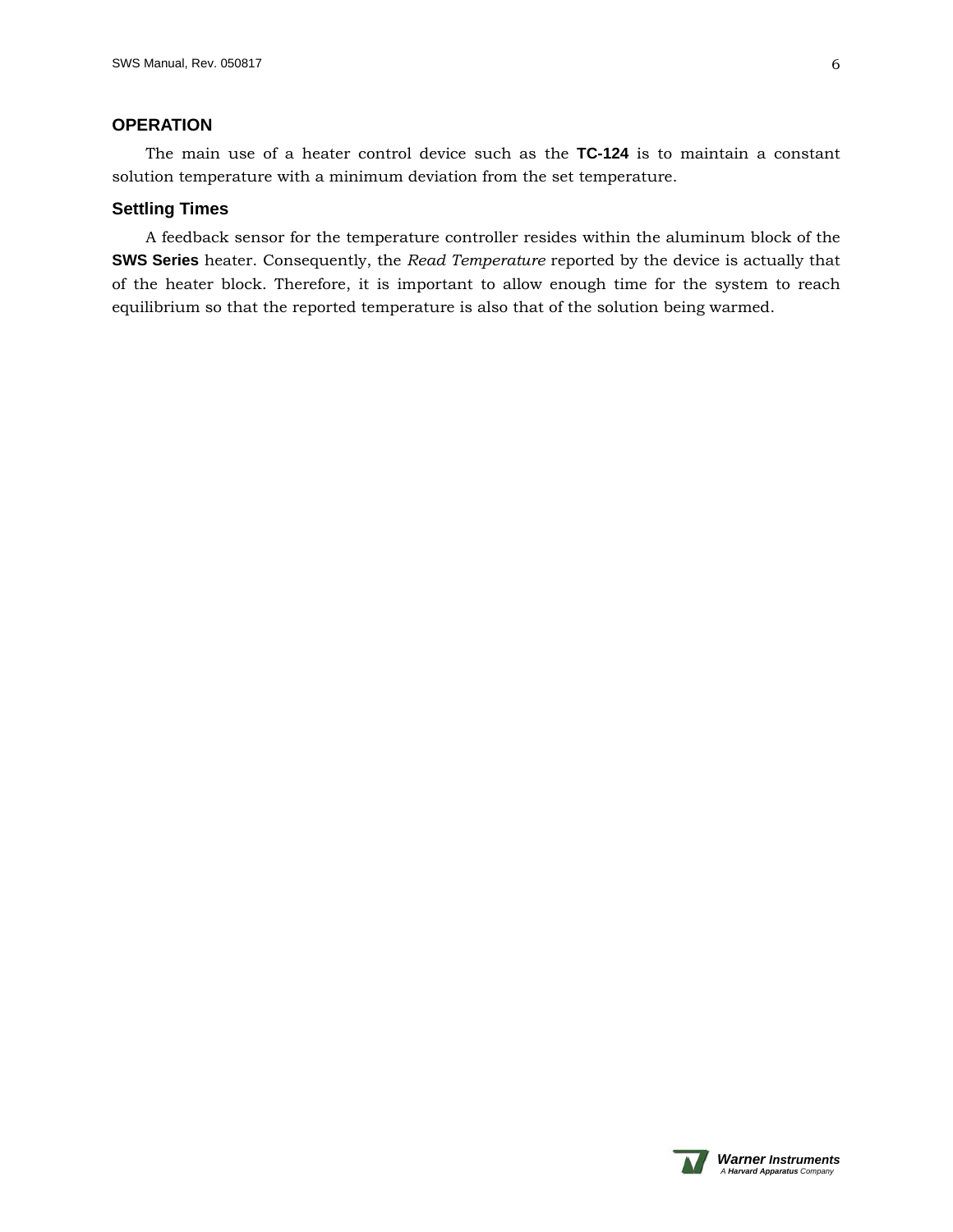## OPERATION

The main use of a heater control device such as the **TC-124** is to maintain a constant solution temperature with a minimum deviation from the set temperature.

### Settling Times

A feedback sensor for the temperature controller resides within the aluminum block of the **SWS Series** heater. Consequently, the *Read Temperature* reported by the device is actually that of the heater block. Therefore, it is important to allow enough time for the system to reach equilibrium so that the reported temperature is also that of the solution being warmed.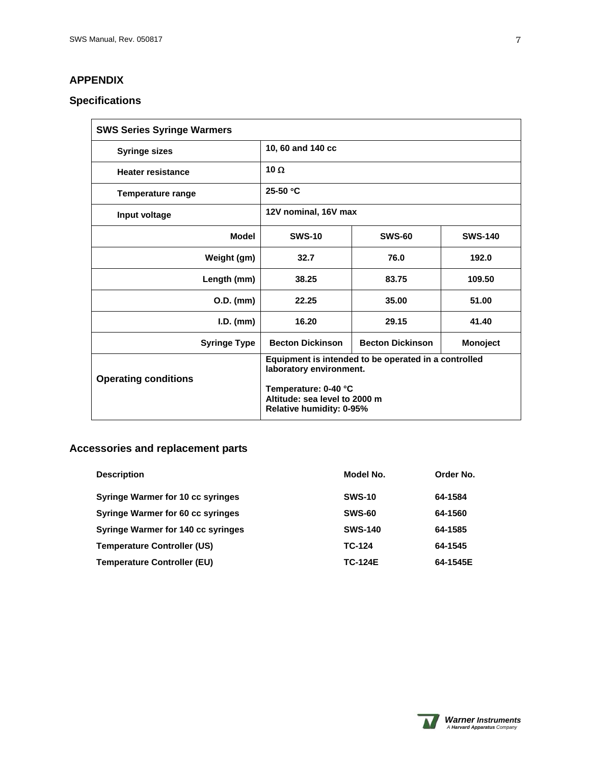# APPENDIX

## Specifications

| SWS Series Syringe Warmers | | | |
|---|---|---|---|
| Syringe sizes | 10, 60 and 140 cc | | |
| Heater resistance | 10 Ω | | |
| Temperature range | 25-50 °C | | |
| Input voltage | 12V nominal, 16V max | | |
| **Model** | **SWS-10** | **SWS-60** | **SWS-140** |
| **Weight (gm)** | 32.7 | 76.0 | 192.0 |
| **Length (mm)** | 38.25 | 83.75 | 109.50 |
| **O.D. (mm)** | 22.25 | 35.00 | 51.00 |
| **I.D. (mm)** | 16.20 | 29.15 | 41.40 |
| **Syringe Type** | Becton Dickinson | Becton Dickinson | Monoject |
| **Operating conditions** | Equipment is intended to be operated in a controlled laboratory environment.<br><br>Temperature: 0-40 °C<br>Altitude: sea level to 2000 m<br>Relative humidity: 0-95% | | |

## Accessories and replacement parts

| Description | Model No. | Order No. |
|---|---|---|
| Syringe Warmer for 10 cc syringes | SWS-10 | 64-1584 |
| Syringe Warmer for 60 cc syringes | SWS-60 | 64-1560 |
| Syringe Warmer for 140 cc syringes | SWS-140 | 64-1585 |
| Temperature Controller (US) | TC-124 | 64-1545 |
| Temperature Controller (EU) | TC-124E | 64-1545E |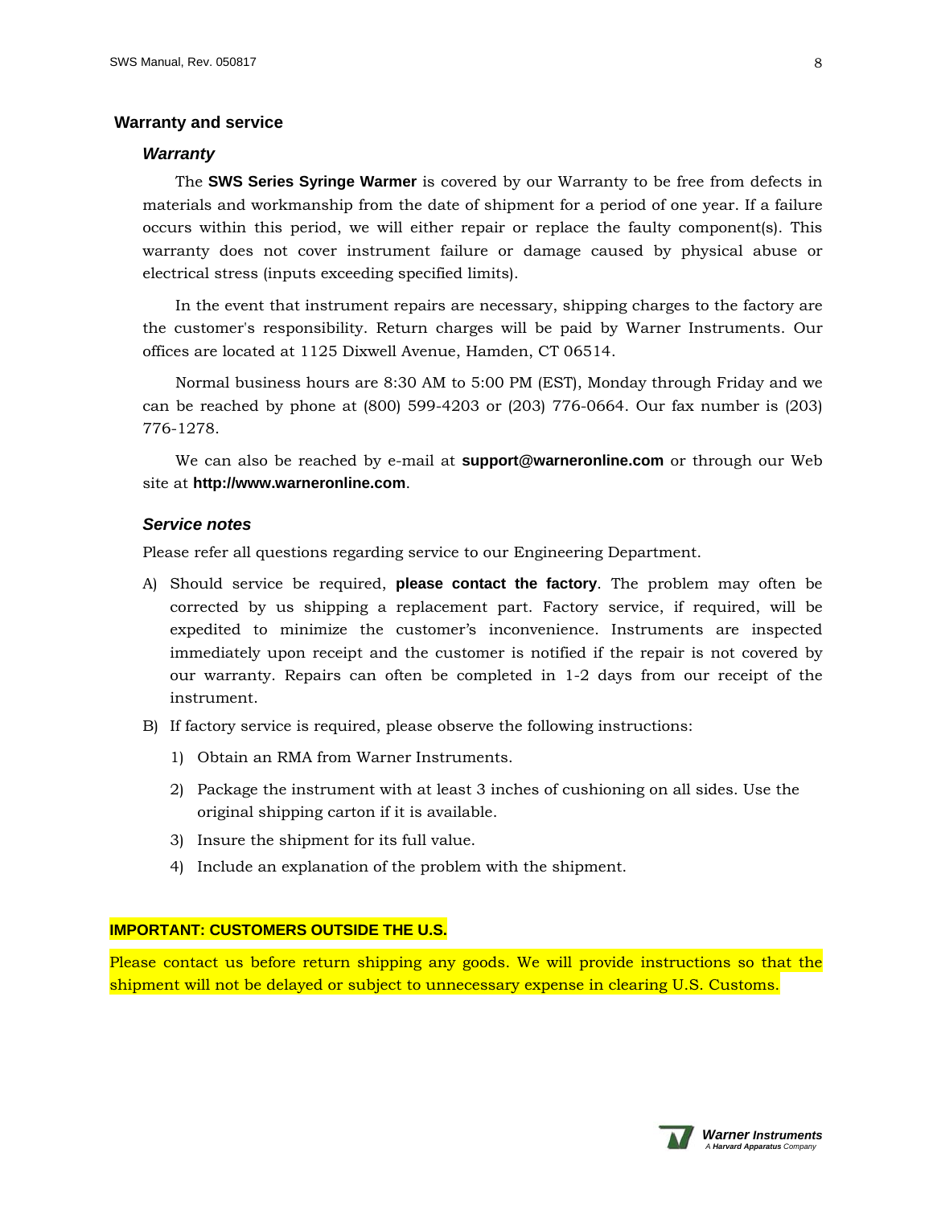## Warranty and service

### *Warranty*

The **SWS Series Syringe Warmer** is covered by our Warranty to be free from defects in materials and workmanship from the date of shipment for a period of one year. If a failure occurs within this period, we will either repair or replace the faulty component(s). This warranty does not cover instrument failure or damage caused by physical abuse or electrical stress (inputs exceeding specified limits).

In the event that instrument repairs are necessary, shipping charges to the factory are the customer's responsibility. Return charges will be paid by Warner Instruments. Our offices are located at 1125 Dixwell Avenue, Hamden, CT 06514.

Normal business hours are 8:30 AM to 5:00 PM (EST), Monday through Friday and we can be reached by phone at (800) 599-4203 or (203) 776-0664. Our fax number is (203) 776-1278.

We can also be reached by e-mail at **support@warneronline.com** or through our Web site at **http://www.warneronline.com**.

### *Service notes*

Please refer all questions regarding service to our Engineering Department.

A) Should service be required, **please contact the factory**. The problem may often be corrected by us shipping a replacement part. Factory service, if required, will be expedited to minimize the customer's inconvenience. Instruments are inspected immediately upon receipt and the customer is notified if the repair is not covered by our warranty. Repairs can often be completed in 1-2 days from our receipt of the instrument.

B) If factory service is required, please observe the following instructions:

   1) Obtain an RMA from Warner Instruments.

   2) Package the instrument with at least 3 inches of cushioning on all sides. Use the original shipping carton if it is available.

   3) Insure the shipment for its full value.

   4) Include an explanation of the problem with the shipment.

**IMPORTANT: CUSTOMERS OUTSIDE THE U.S.**

Please contact us before return shipping any goods. We will provide instructions so that the shipment will not be delayed or subject to unnecessary expense in clearing U.S. Customs.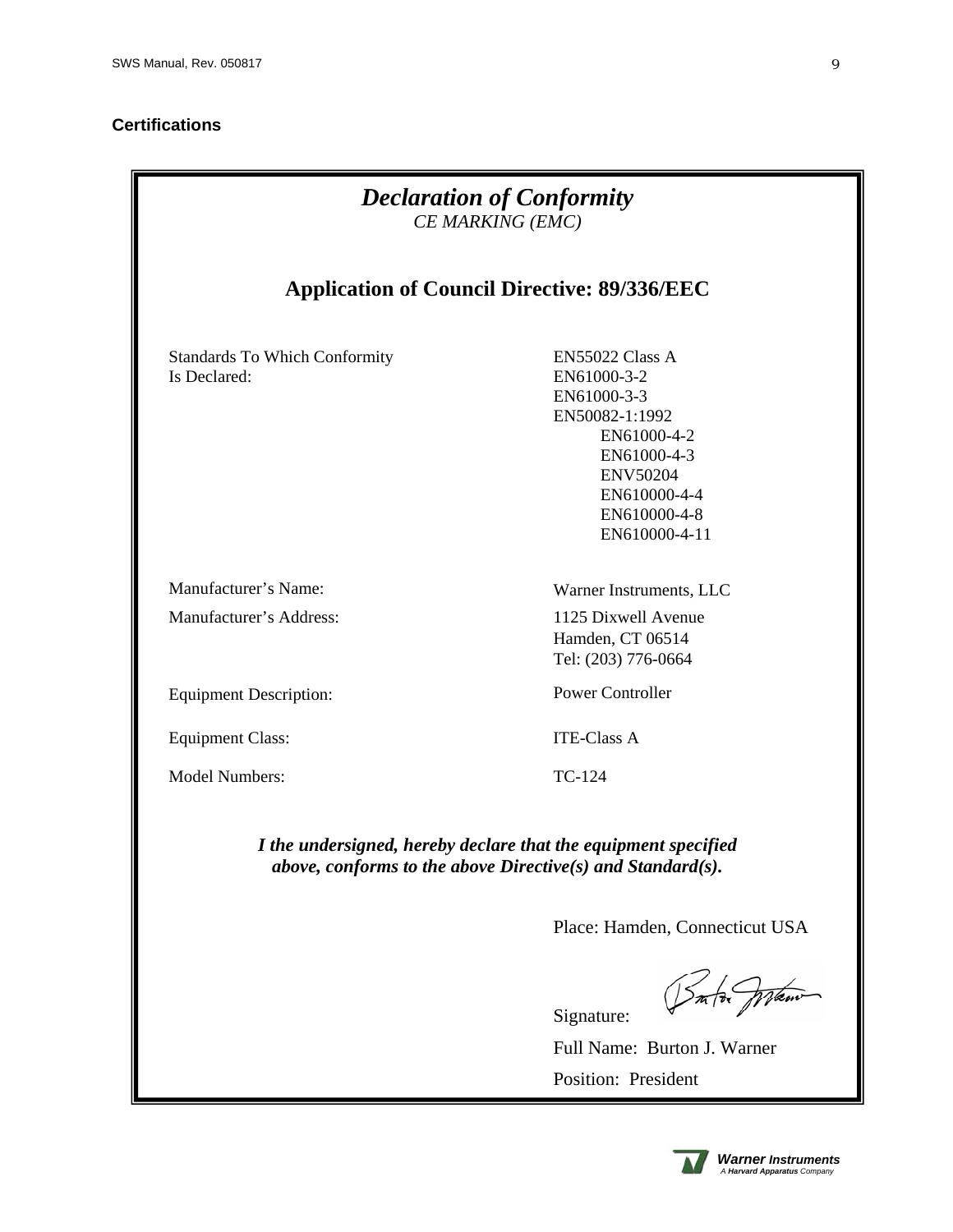**Certifications**

# *Declaration of Conformity*

*CE MARKING (EMC)*

## Application of Council Directive: 89/336/EEC

| | |
|---|---|
| Standards To Which Conformity Is Declared: | EN55022 Class A<br>EN61000-3-2<br>EN61000-3-3<br>EN50082-1:1992<br>EN61000-4-2<br>EN61000-4-3<br>ENV50204<br>EN610000-4-4<br>EN610000-4-8<br>EN610000-4-11 |
| Manufacturer's Name: | Warner Instruments, LLC |
| Manufacturer's Address: | 1125 Dixwell Avenue<br>Hamden, CT 06514<br>Tel: (203) 776-0664 |
| Equipment Description: | Power Controller |
| Equipment Class: | ITE-Class A |
| Model Numbers: | TC-124 |

***I the undersigned, hereby declare that the equipment specified above, conforms to the above Directive(s) and Standard(s).***

Place: Hamden, Connecticut USA

Signature:

Full Name: Burton J. Warner

Position: President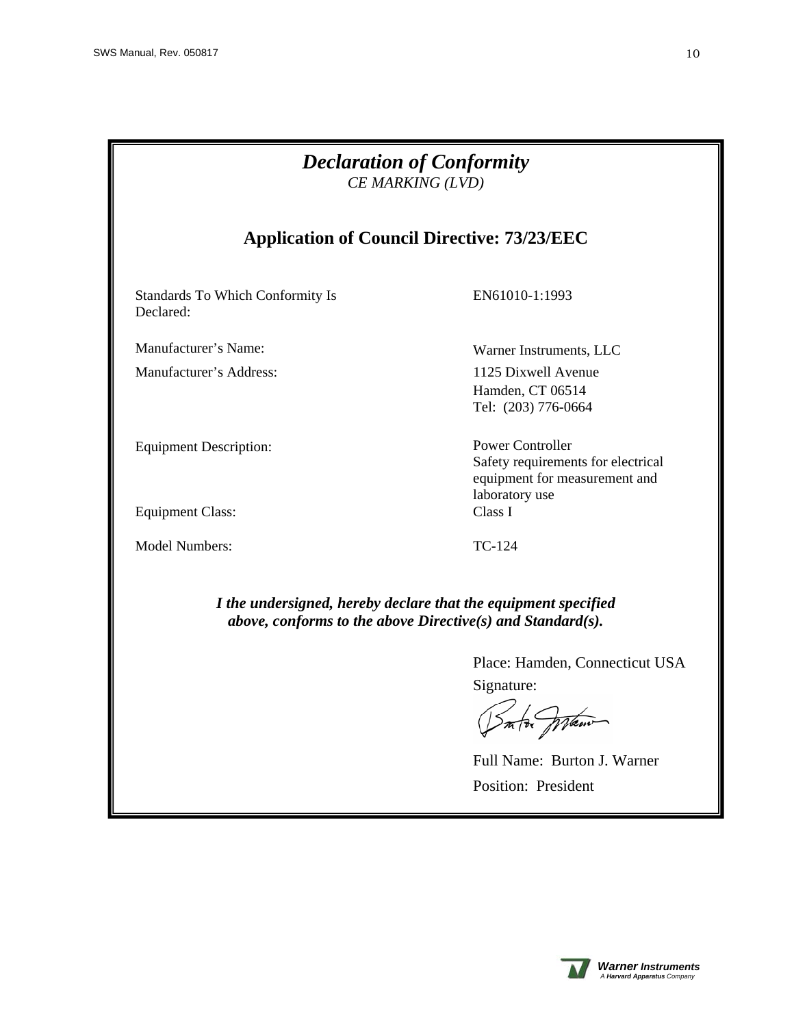# *Declaration of Conformity*

*CE MARKING (LVD)*

## Application of Council Directive: 73/23/EEC

| | |
|---|---|
| Standards To Which Conformity Is Declared: | EN61010-1:1993 |
| Manufacturer's Name: | Warner Instruments, LLC |
| Manufacturer's Address: | 1125 Dixwell Avenue<br>Hamden, CT 06514<br>Tel: (203) 776-0664 |
| Equipment Description: | Power Controller<br>Safety requirements for electrical equipment for measurement and laboratory use |
| Equipment Class: | Class I |
| Model Numbers: | TC-124 |

***I the undersigned, hereby declare that the equipment specified above, conforms to the above Directive(s) and Standard(s).***

Place: Hamden, Connecticut USA

Signature:

Full Name: Burton J. Warner

Position: President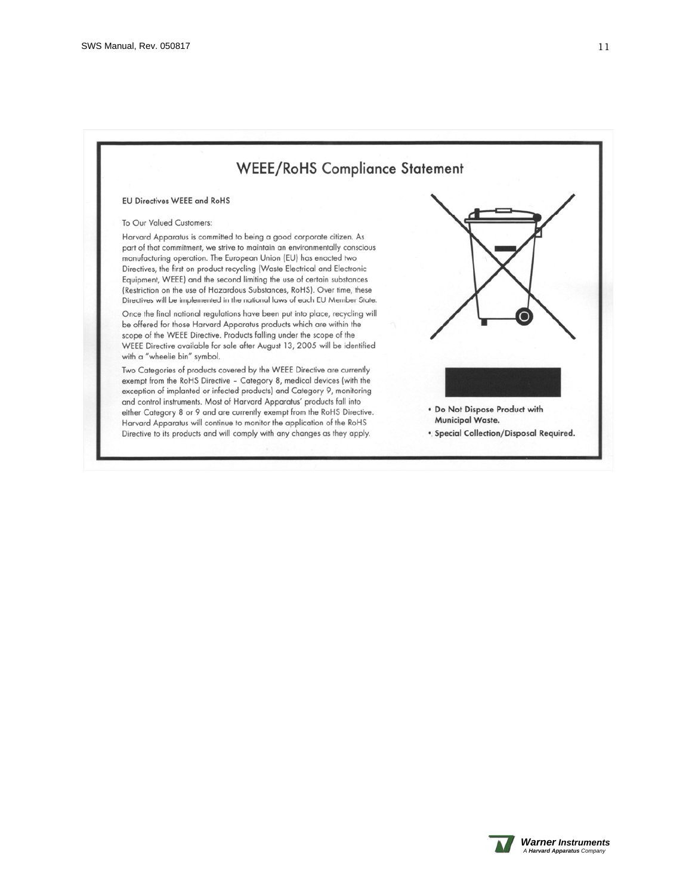# WEEE/RoHS Compliance Statement

## EU Directives WEEE and RoHS

To Our Valued Customers:

Harvard Apparatus is committed to being a good corporate citizen. As part of that commitment, we strive to maintain an environmentally conscious manufacturing operation. The European Union (EU) has enacted two Directives, the first on product recycling (Waste Electrical and Electronic Equipment, WEEE) and the second limiting the use of certain substances (Restriction on the use of Hazardous Substances, RoHS). Over time, these Directives will be implemented in the national laws of each EU Member State.

Once the final national regulations have been put into place, recycling will be offered for those Harvard Apparatus products which are within the scope of the WEEE Directive. Products falling under the scope of the WEEE Directive available for sale after August 13, 2005 will be identified with a "wheelie bin" symbol.

Two Categories of products covered by the WEEE Directive are currently exempt from the RoHS Directive – Category 8, medical devices (with the exception of implanted or infected products) and Category 9, monitoring and control instruments. Most of Harvard Apparatus' products fall into either Category 8 or 9 and are currently exempt from the RoHS Directive. Harvard Apparatus will continue to monitor the application of the RoHS Directive to its products and will comply with any changes as they apply.

- **Do Not Dispose Product with Municipal Waste.**
- **Special Collection/Disposal Required.**